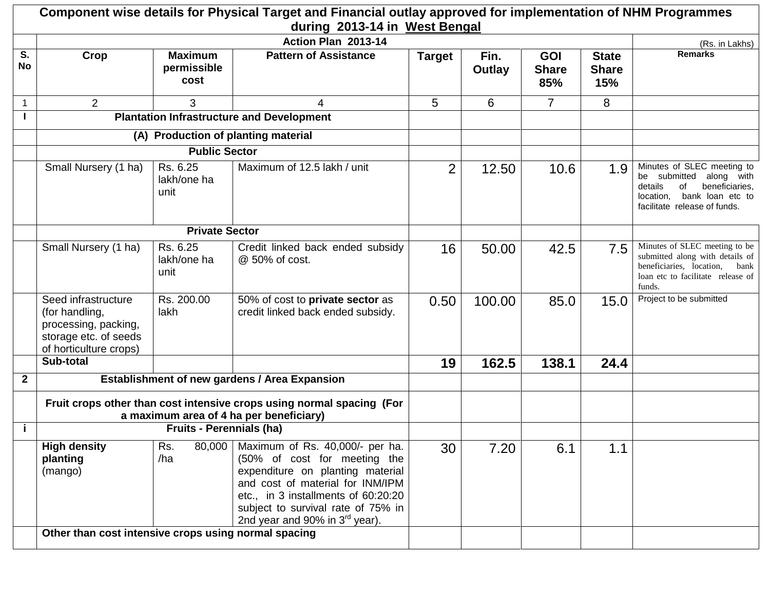# Component wise details for Physical Target and Financial outlay approved for implementation of NHM Programmes during 2013-14 in West Bengal

| S. No | Crop | Maximum permissible cost | Pattern of Assistance | Target | Fin. Outlay | GOI Share 85% | State Share 15% | Remarks |
|---|---|---|---|---|---|---|---|---|
| | **Action Plan 2013-14** | | | | | | | (Rs. in Lakhs) |
| 1 | 2 | 3 | 4 | 5 | 6 | 7 | 8 | |
| **I** | **Plantation Infrastructure and Development** | | | | | | | |
| | **(A) Production of planting material** | | | | | | | |
| | **Public Sector** | | | | | | | |
| | Small Nursery (1 ha) | Rs. 6.25 lakh/one ha unit | Maximum of 12.5 lakh / unit | 2 | 12.50 | 10.6 | 1.9 | Minutes of SLEC meeting to be submitted along with details of beneficiaries, location, bank loan etc to facilitate release of funds. |
| | **Private Sector** | | | | | | | |
| | Small Nursery (1 ha) | Rs. 6.25 lakh/one ha unit | Credit linked back ended subsidy @ 50% of cost. | 16 | 50.00 | 42.5 | 7.5 | Minutes of SLEC meeting to be submitted along with details of beneficiaries, location, bank loan etc to facilitate release of funds. |
| | Seed infrastructure (for handling, processing, packing, storage etc. of seeds of horticulture crops) | Rs. 200.00 lakh | 50% of cost to **private sector** as credit linked back ended subsidy. | 0.50 | 100.00 | 85.0 | 15.0 | Project to be submitted |
| | **Sub-total** | | | **19** | **162.5** | **138.1** | **24.4** | |
| **2** | **Establishment of new gardens / Area Expansion** | | | | | | | |
| | **Fruit crops other than cost intensive crops using normal spacing (For a maximum area of 4 ha per beneficiary)** | | | | | | | |
| **i** | **Fruits - Perennials (ha)** | | | | | | | |
| | **High density planting** (mango) | Rs. 80,000 /ha | Maximum of Rs. 40,000/- per ha. (50% of cost for meeting the expenditure on planting material and cost of material for INM/IPM etc., in 3 installments of 60:20:20 subject to survival rate of 75% in 2nd year and 90% in 3rd year). | 30 | 7.20 | 6.1 | 1.1 | |
| | **Other than cost intensive crops using normal spacing** | | | | | | | |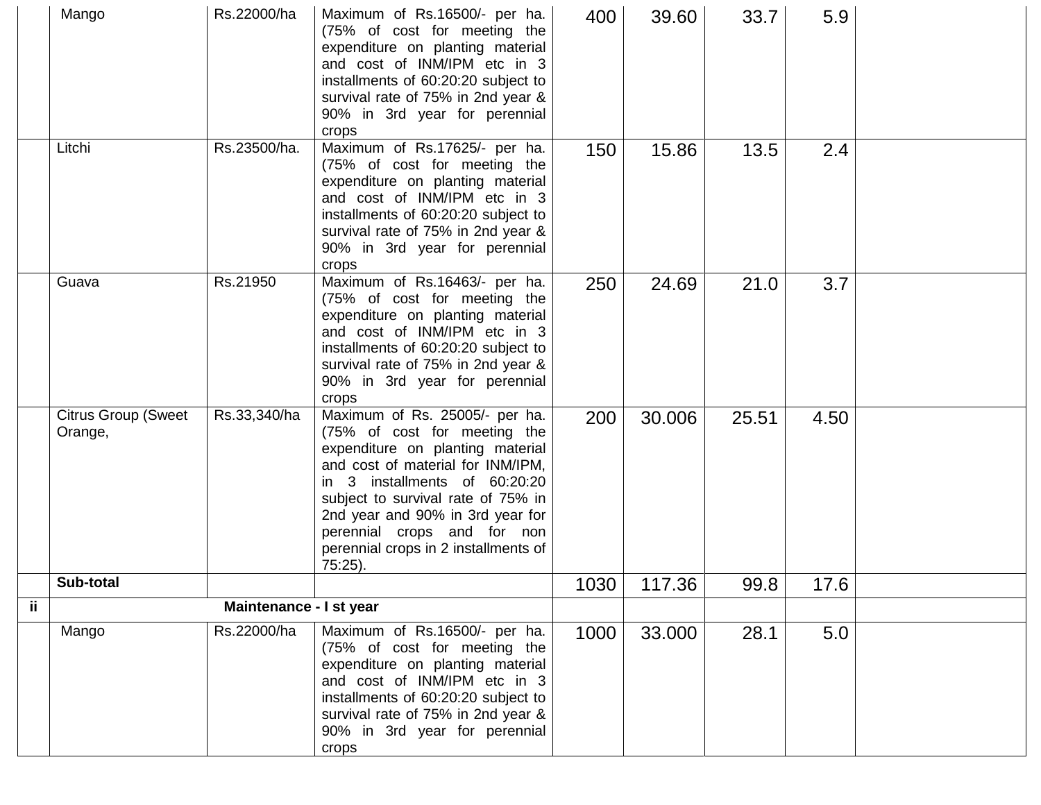| | | | | | | | | |
|---|---|---|---|---|---|---|---|---|
| | Mango | Rs.22000/ha | Maximum of Rs.16500/- per ha. (75% of cost for meeting the expenditure on planting material and cost of INM/IPM etc in 3 installments of 60:20:20 subject to survival rate of 75% in 2nd year & 90% in 3rd year for perennial crops | 400 | 39.60 | 33.7 | 5.9 | |
| | Litchi | Rs.23500/ha. | Maximum of Rs.17625/- per ha. (75% of cost for meeting the expenditure on planting material and cost of INM/IPM etc in 3 installments of 60:20:20 subject to survival rate of 75% in 2nd year & 90% in 3rd year for perennial crops | 150 | 15.86 | 13.5 | 2.4 | |
| | Guava | Rs.21950 | Maximum of Rs.16463/- per ha. (75% of cost for meeting the expenditure on planting material and cost of INM/IPM etc in 3 installments of 60:20:20 subject to survival rate of 75% in 2nd year & 90% in 3rd year for perennial crops | 250 | 24.69 | 21.0 | 3.7 | |
| | Citrus Group (Sweet Orange, | Rs.33,340/ha | Maximum of Rs. 25005/- per ha. (75% of cost for meeting the expenditure on planting material and cost of material for INM/IPM, in 3 installments of 60:20:20 subject to survival rate of 75% in 2nd year and 90% in 3rd year for perennial crops and for non perennial crops in 2 installments of 75:25). | 200 | 30.006 | 25.51 | 4.50 | |
| | **Sub-total** | | | 1030 | 117.36 | 99.8 | 17.6 | |
| **ii** | **Maintenance - I st year** | | | | | | | |
| | Mango | Rs.22000/ha | Maximum of Rs.16500/- per ha. (75% of cost for meeting the expenditure on planting material and cost of INM/IPM etc in 3 installments of 60:20:20 subject to survival rate of 75% in 2nd year & 90% in 3rd year for perennial crops | 1000 | 33.000 | 28.1 | 5.0 | |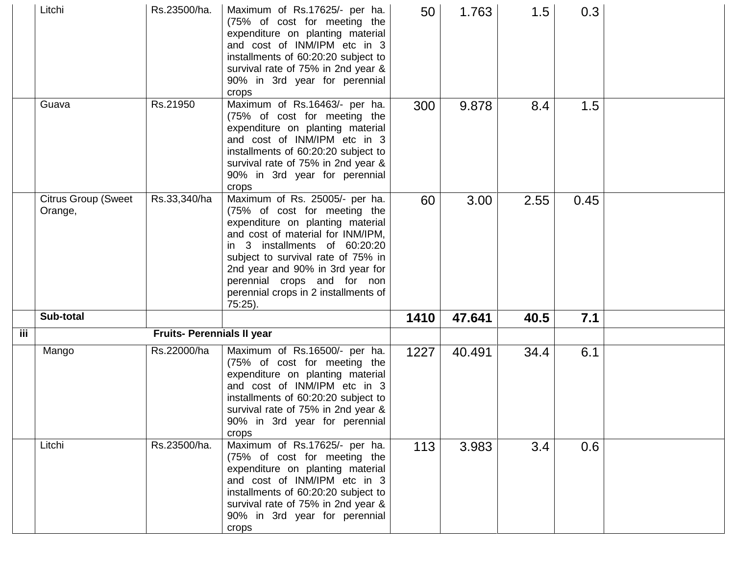| | | | | | | | | |
|---|---|---|---|---|---|---|---|---|
| | Litchi | Rs.23500/ha. | Maximum of Rs.17625/- per ha. (75% of cost for meeting the expenditure on planting material and cost of INM/IPM etc in 3 installments of 60:20:20 subject to survival rate of 75% in 2nd year & 90% in 3rd year for perennial crops | 50 | 1.763 | 1.5 | 0.3 | |
| | Guava | Rs.21950 | Maximum of Rs.16463/- per ha. (75% of cost for meeting the expenditure on planting material and cost of INM/IPM etc in 3 installments of 60:20:20 subject to survival rate of 75% in 2nd year & 90% in 3rd year for perennial crops | 300 | 9.878 | 8.4 | 1.5 | |
| | Citrus Group (Sweet Orange, | Rs.33,340/ha | Maximum of Rs. 25005/- per ha. (75% of cost for meeting the expenditure on planting material and cost of material for INM/IPM, in 3 installments of 60:20:20 subject to survival rate of 75% in 2nd year and 90% in 3rd year for perennial crops and for non perennial crops in 2 installments of 75:25). | 60 | 3.00 | 2.55 | 0.45 | |
| | **Sub-total** | | | **1410** | **47.641** | **40.5** | **7.1** | |
| **iii** | **Fruits- Perennials II year** | | | | | | | |
| | Mango | Rs.22000/ha | Maximum of Rs.16500/- per ha. (75% of cost for meeting the expenditure on planting material and cost of INM/IPM etc in 3 installments of 60:20:20 subject to survival rate of 75% in 2nd year & 90% in 3rd year for perennial crops | 1227 | 40.491 | 34.4 | 6.1 | |
| | Litchi | Rs.23500/ha. | Maximum of Rs.17625/- per ha. (75% of cost for meeting the expenditure on planting material and cost of INM/IPM etc in 3 installments of 60:20:20 subject to survival rate of 75% in 2nd year & 90% in 3rd year for perennial crops | 113 | 3.983 | 3.4 | 0.6 | |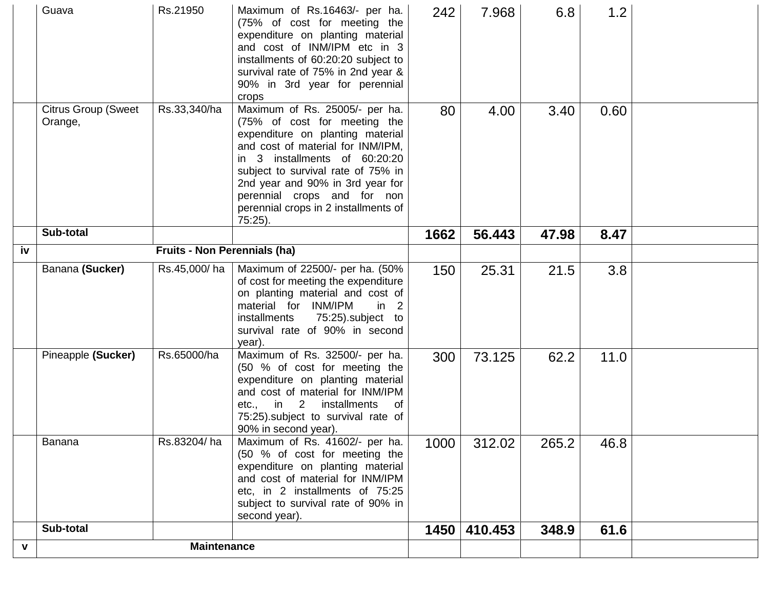| | | | | | | | | |
|---|---|---|---|---|---|---|---|---|
| | Guava | Rs.21950 | Maximum of Rs.16463/- per ha. (75% of cost for meeting the expenditure on planting material and cost of INM/IPM etc in 3 installments of 60:20:20 subject to survival rate of 75% in 2nd year & 90% in 3rd year for perennial crops | 242 | 7.968 | 6.8 | 1.2 | |
| | Citrus Group (Sweet Orange, | Rs.33,340/ha | Maximum of Rs. 25005/- per ha. (75% of cost for meeting the expenditure on planting material and cost of material for INM/IPM, in 3 installments of 60:20:20 subject to survival rate of 75% in 2nd year and 90% in 3rd year for perennial crops and for non perennial crops in 2 installments of 75:25). | 80 | 4.00 | 3.40 | 0.60 | |
| | **Sub-total** | | | **1662** | **56.443** | **47.98** | **8.47** | |
| **iv** | **Fruits - Non Perennials (ha)** | | | | | | | |
| | Banana **(Sucker)** | Rs.45,000/ ha | Maximum of 22500/- per ha. (50% of cost for meeting the expenditure on planting material and cost of material for INM/IPM in 2 installments 75:25).subject to survival rate of 90% in second year). | 150 | 25.31 | 21.5 | 3.8 | |
| | Pineapple **(Sucker)** | Rs.65000/ha | Maximum of Rs. 32500/- per ha. (50 % of cost for meeting the expenditure on planting material and cost of material for INM/IPM etc., in 2 installments of 75:25).subject to survival rate of 90% in second year). | 300 | 73.125 | 62.2 | 11.0 | |
| | Banana | Rs.83204/ ha | Maximum of Rs. 41602/- per ha. (50 % of cost for meeting the expenditure on planting material and cost of material for INM/IPM etc, in 2 installments of 75:25 subject to survival rate of 90% in second year). | 1000 | 312.02 | 265.2 | 46.8 | |
| | **Sub-total** | | | **1450** | **410.453** | **348.9** | **61.6** | |
| **v** | **Maintenance** | | | | | | | |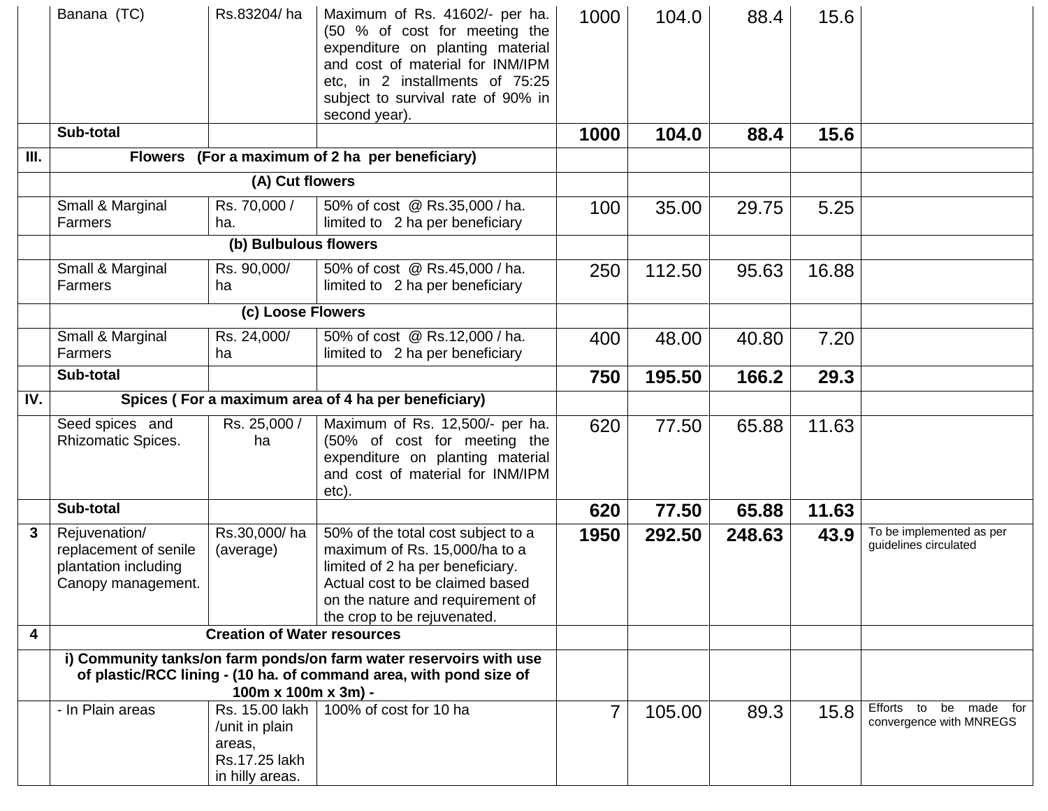| | | | | | | | | |
|---|---|---|---|---|---|---|---|---|
| | Banana (TC) | Rs.83204/ ha | Maximum of Rs. 41602/- per ha. (50 % of cost for meeting the expenditure on planting material and cost of material for INM/IPM etc, in 2 installments of 75:25 subject to survival rate of 90% in second year). | 1000 | 104.0 | 88.4 | 15.6 | |
| | **Sub-total** | | | **1000** | **104.0** | **88.4** | **15.6** | |
| **III.** | **Flowers (For a maximum of 2 ha per beneficiary)** | | | | | | | |
| | **(A) Cut flowers** | | | | | | | |
| | Small & Marginal Farmers | Rs. 70,000 / ha. | 50% of cost @ Rs.35,000 / ha. limited to 2 ha per beneficiary | 100 | 35.00 | 29.75 | 5.25 | |
| | **(b) Bulbulous flowers** | | | | | | | |
| | Small & Marginal Farmers | Rs. 90,000/ ha | 50% of cost @ Rs.45,000 / ha. limited to 2 ha per beneficiary | 250 | 112.50 | 95.63 | 16.88 | |
| | **(c) Loose Flowers** | | | | | | | |
| | Small & Marginal Farmers | Rs. 24,000/ ha | 50% of cost @ Rs.12,000 / ha. limited to 2 ha per beneficiary | 400 | 48.00 | 40.80 | 7.20 | |
| | **Sub-total** | | | **750** | **195.50** | **166.2** | **29.3** | |
| **IV.** | **Spices ( For a maximum area of 4 ha per beneficiary)** | | | | | | | |
| | Seed spices and Rhizomatic Spices. | Rs. 25,000 / ha | Maximum of Rs. 12,500/- per ha. (50% of cost for meeting the expenditure on planting material and cost of material for INM/IPM etc). | 620 | 77.50 | 65.88 | 11.63 | |
| | **Sub-total** | | | **620** | **77.50** | **65.88** | **11.63** | |
| **3** | Rejuvenation/ replacement of senile plantation including Canopy management. | Rs.30,000/ ha (average) | 50% of the total cost subject to a maximum of Rs. 15,000/ha to a limited of 2 ha per beneficiary. Actual cost to be claimed based on the nature and requirement of the crop to be rejuvenated. | **1950** | **292.50** | **248.63** | **43.9** | To be implemented as per guidelines circulated |
| **4** | **Creation of Water resources** | | | | | | | |
| | **i) Community tanks/on farm ponds/on farm water reservoirs with use of plastic/RCC lining - (10 ha. of command area, with pond size of 100m x 100m x 3m) -** | | | | | | | |
| | - In Plain areas | Rs. 15.00 lakh /unit in plain areas, Rs.17.25 lakh in hilly areas. | 100% of cost for 10 ha | 7 | 105.00 | 89.3 | 15.8 | Efforts to be made for convergence with MNREGS |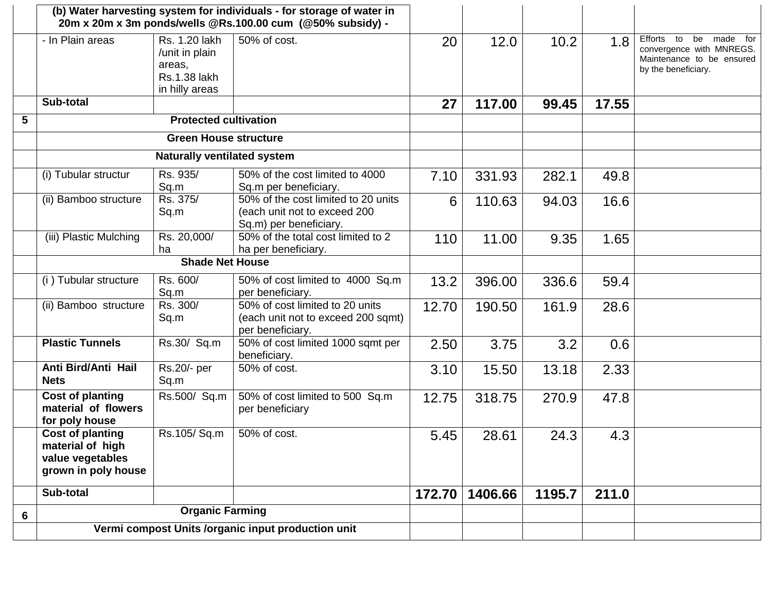| | | | | | | | | |
|---|---|---|---|---|---|---|---|---|
| | **(b) Water harvesting system for individuals - for storage of water in 20m x 20m x 3m ponds/wells @Rs.100.00 cum (@50% subsidy) -** | | | | | | | |
| | - In Plain areas | Rs. 1.20 lakh /unit in plain areas, Rs.1.38 lakh in hilly areas | 50% of cost. | 20 | 12.0 | 10.2 | 1.8 | Efforts to be made for convergence with MNREGS. Maintenance to be ensured by the beneficiary. |
| | **Sub-total** | | | **27** | **117.00** | **99.45** | **17.55** | |
| **5** | **Protected cultivation** | | | | | | | |
| | **Green House structure** | | | | | | | |
| | **Naturally ventilated system** | | | | | | | |
| | (i) Tubular structur | Rs. 935/ Sq.m | 50% of the cost limited to 4000 Sq.m per beneficiary. | 7.10 | 331.93 | 282.1 | 49.8 | |
| | (ii) Bamboo structure | Rs. 375/ Sq.m | 50% of the cost limited to 20 units (each unit not to exceed 200 Sq.m) per beneficiary. | 6 | 110.63 | 94.03 | 16.6 | |
| | (iii) Plastic Mulching | Rs. 20,000/ ha | 50% of the total cost limited to 2 ha per beneficiary. | 110 | 11.00 | 9.35 | 1.65 | |
| | **Shade Net House** | | | | | | | |
| | (i ) Tubular structure | Rs. 600/ Sq.m | 50% of cost limited to 4000 Sq.m per beneficiary. | 13.2 | 396.00 | 336.6 | 59.4 | |
| | (ii) Bamboo structure | Rs. 300/ Sq.m | 50% of cost limited to 20 units (each unit not to exceed 200 sqmt) per beneficiary. | 12.70 | 190.50 | 161.9 | 28.6 | |
| | **Plastic Tunnels** | Rs.30/ Sq.m | 50% of cost limited 1000 sqmt per beneficiary. | 2.50 | 3.75 | 3.2 | 0.6 | |
| | **Anti Bird/Anti Hail Nets** | Rs.20/- per Sq.m | 50% of cost. | 3.10 | 15.50 | 13.18 | 2.33 | |
| | **Cost of planting material of flowers for poly house** | Rs.500/ Sq.m | 50% of cost limited to 500 Sq.m per beneficiary | 12.75 | 318.75 | 270.9 | 47.8 | |
| | **Cost of planting material of high value vegetables grown in poly house** | Rs.105/ Sq.m | 50% of cost. | 5.45 | 28.61 | 24.3 | 4.3 | |
| | **Sub-total** | | | **172.70** | **1406.66** | **1195.7** | **211.0** | |
| **6** | **Organic Farming** | | | | | | | |
| | **Vermi compost Units /organic input production unit** | | | | | | | |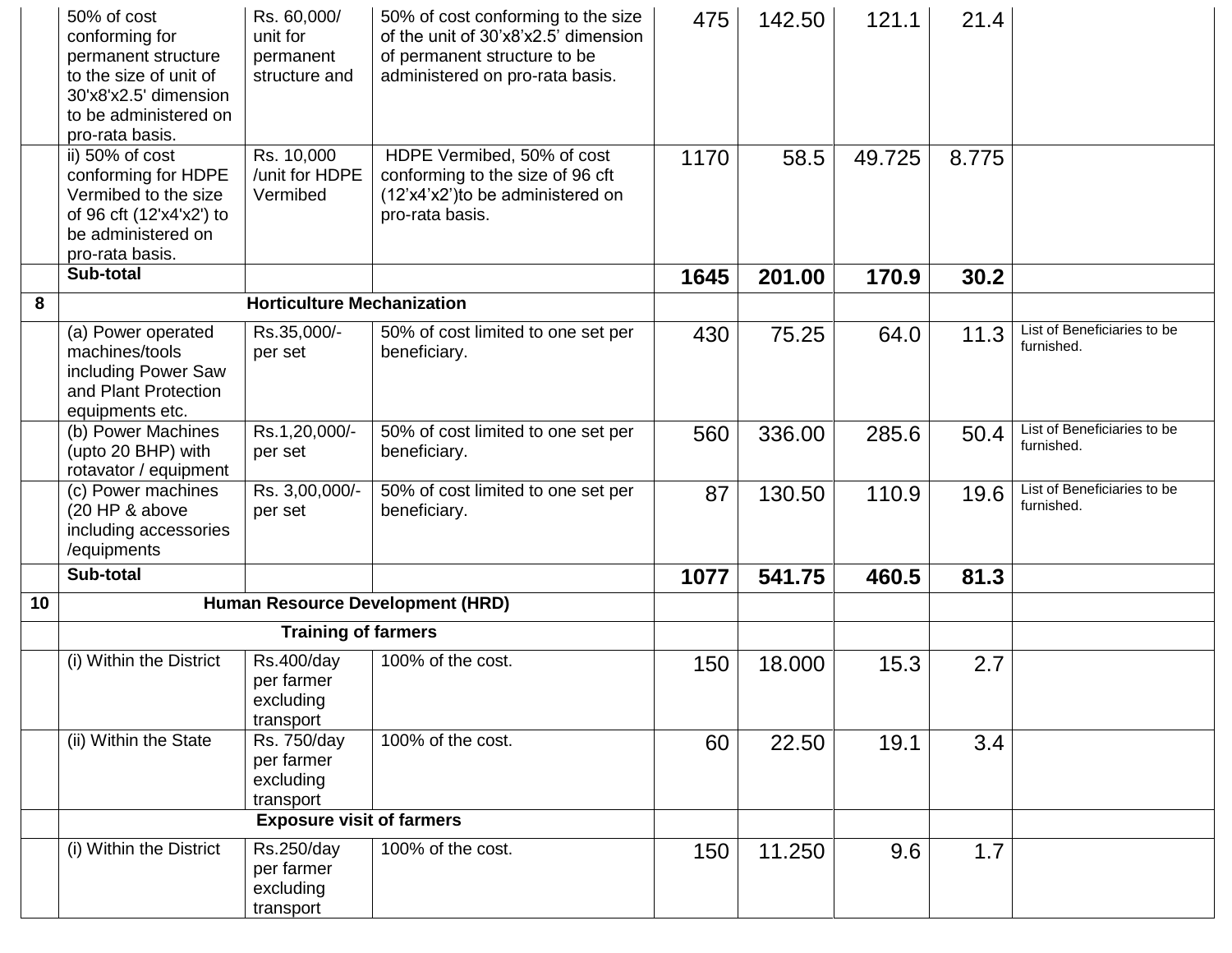| | | | | | | | | |
|---|---|---|---|---|---|---|---|---|
| | 50% of cost conforming for permanent structure to the size of unit of 30'x8'x2.5' dimension to be administered on pro-rata basis. | Rs. 60,000/ unit for permanent structure and | 50% of cost conforming to the size of the unit of 30'x8'x2.5' dimension of permanent structure to be administered on pro-rata basis. | 475 | 142.50 | 121.1 | 21.4 | |
| | ii) 50% of cost conforming for HDPE Vermibed to the size of 96 cft (12'x4'x2') to be administered on pro-rata basis. | Rs. 10,000 /unit for HDPE Vermibed | HDPE Vermibed, 50% of cost conforming to the size of 96 cft (12'x4'x2')to be administered on pro-rata basis. | 1170 | 58.5 | 49.725 | 8.775 | |
| | **Sub-total** | | | **1645** | **201.00** | **170.9** | **30.2** | |
| **8** | **Horticulture Mechanization** | | | | | | | |
| | (a) Power operated machines/tools including Power Saw and Plant Protection equipments etc. | Rs.35,000/- per set | 50% of cost limited to one set per beneficiary. | 430 | 75.25 | 64.0 | 11.3 | List of Beneficiaries to be furnished. |
| | (b) Power Machines (upto 20 BHP) with rotavator / equipment | Rs.1,20,000/- per set | 50% of cost limited to one set per beneficiary. | 560 | 336.00 | 285.6 | 50.4 | List of Beneficiaries to be furnished. |
| | (c) Power machines (20 HP & above including accessories /equipments | Rs. 3,00,000/- per set | 50% of cost limited to one set per beneficiary. | 87 | 130.50 | 110.9 | 19.6 | List of Beneficiaries to be furnished. |
| | **Sub-total** | | | **1077** | **541.75** | **460.5** | **81.3** | |
| **10** | **Human Resource Development (HRD)** | | | | | | | |
| | **Training of farmers** | | | | | | | |
| | (i) Within the District | Rs.400/day per farmer excluding transport | 100% of the cost. | 150 | 18.000 | 15.3 | 2.7 | |
| | (ii) Within the State | Rs. 750/day per farmer excluding transport | 100% of the cost. | 60 | 22.50 | 19.1 | 3.4 | |
| | **Exposure visit of farmers** | | | | | | | |
| | (i) Within the District | Rs.250/day per farmer excluding transport | 100% of the cost. | 150 | 11.250 | 9.6 | 1.7 | |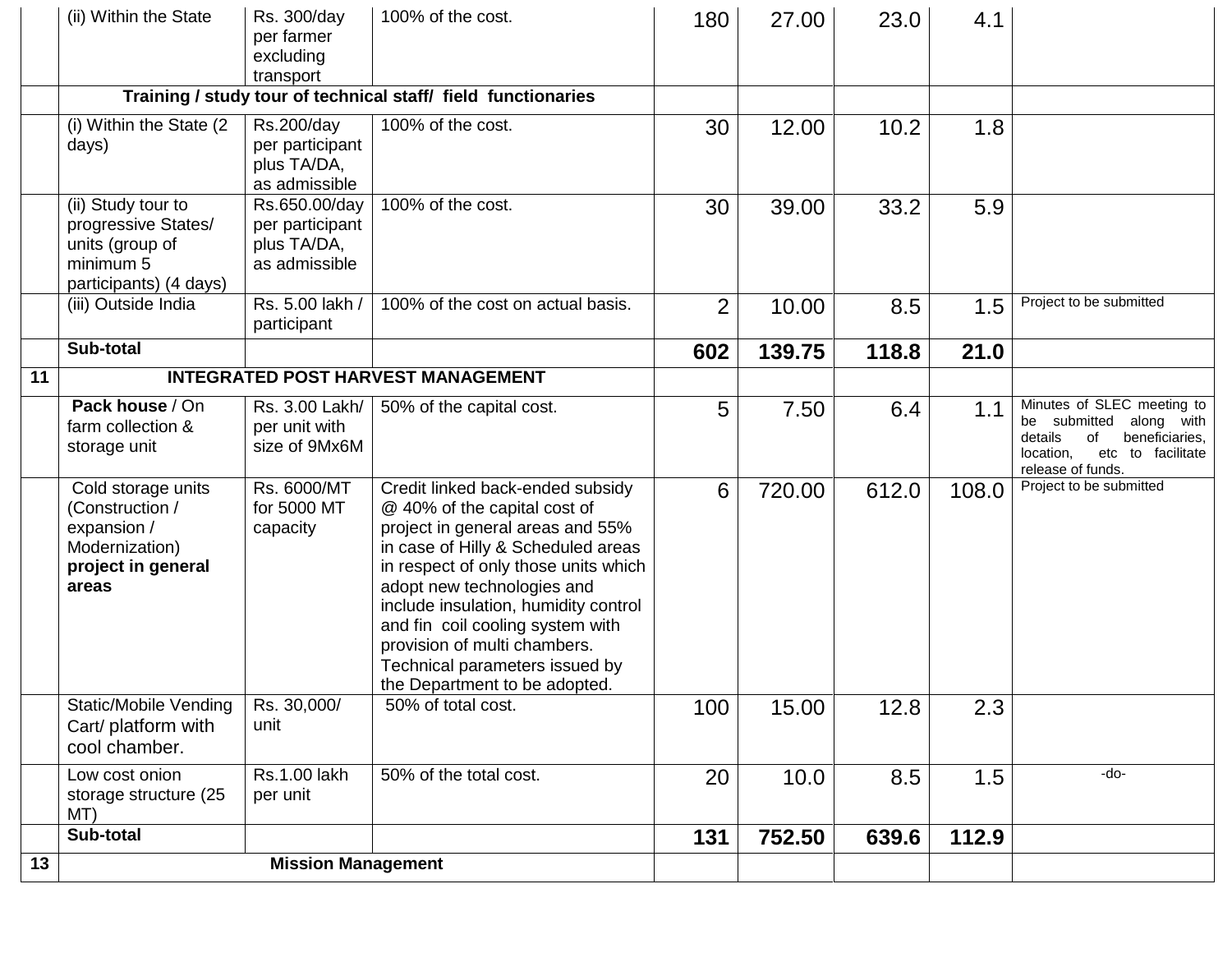| | | | | | | | | |
|---|---|---|---|---|---|---|---|---|
| | (ii) Within the State | Rs. 300/day per farmer excluding transport | 100% of the cost. | 180 | 27.00 | 23.0 | 4.1 | |
| | **Training / study tour of technical staff/ field functionaries** | | | | | | | |
| | (i) Within the State (2 days) | Rs.200/day per participant plus TA/DA, as admissible | 100% of the cost. | 30 | 12.00 | 10.2 | 1.8 | |
| | (ii) Study tour to progressive States/ units (group of minimum 5 participants) (4 days) | Rs.650.00/day per participant plus TA/DA, as admissible | 100% of the cost. | 30 | 39.00 | 33.2 | 5.9 | |
| | (iii) Outside India | Rs. 5.00 lakh / participant | 100% of the cost on actual basis. | 2 | 10.00 | 8.5 | 1.5 | Project to be submitted |
| | **Sub-total** | | | **602** | **139.75** | **118.8** | **21.0** | |
| **11** | **INTEGRATED POST HARVEST MANAGEMENT** | | | | | | | |
| | **Pack house** / On farm collection & storage unit | Rs. 3.00 Lakh/ per unit with size of 9Mx6M | 50% of the capital cost. | 5 | 7.50 | 6.4 | 1.1 | Minutes of SLEC meeting to be submitted along with details of beneficiaries, location, etc to facilitate release of funds. |
| | Cold storage units (Construction / expansion / Modernization) **project in general areas** | Rs. 6000/MT for 5000 MT capacity | Credit linked back-ended subsidy @ 40% of the capital cost of project in general areas and 55% in case of Hilly & Scheduled areas in respect of only those units which adopt new technologies and include insulation, humidity control and fin coil cooling system with provision of multi chambers. Technical parameters issued by the Department to be adopted. | 6 | 720.00 | 612.0 | 108.0 | Project to be submitted |
| | Static/Mobile Vending Cart/ platform with cool chamber. | Rs. 30,000/ unit | 50% of total cost. | 100 | 15.00 | 12.8 | 2.3 | |
| | Low cost onion storage structure (25 MT) | Rs.1.00 lakh per unit | 50% of the total cost. | 20 | 10.0 | 8.5 | 1.5 | -do- |
| | **Sub-total** | | | **131** | **752.50** | **639.6** | **112.9** | |
| **13** | **Mission Management** | | | | | | | |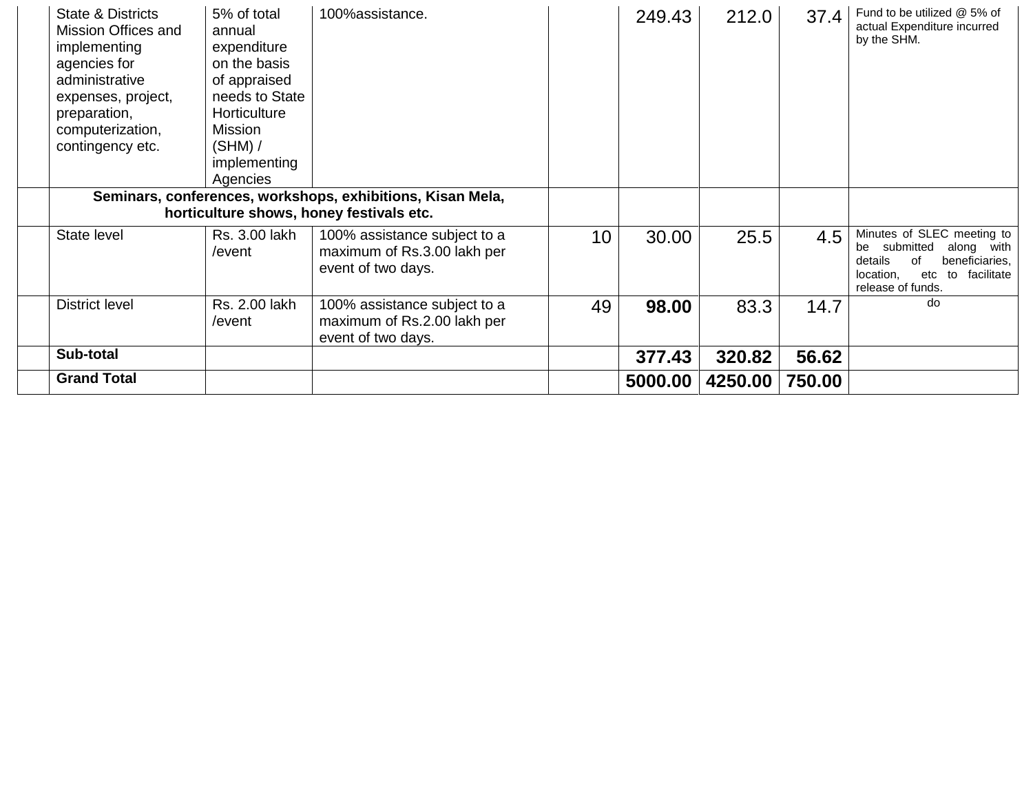| | | | | | | | | |
|---|---|---|---|---|---|---|---|---|
| | State & Districts Mission Offices and implementing agencies for administrative expenses, project, preparation, computerization, contingency etc. | 5% of total annual expenditure on the basis of appraised needs to State Horticulture Mission (SHM) / implementing Agencies | 100%assistance. | | 249.43 | 212.0 | 37.4 | Fund to be utilized @ 5% of actual Expenditure incurred by the SHM. |
| | **Seminars, conferences, workshops, exhibitions, Kisan Mela, horticulture shows, honey festivals etc.** | | | | | | | |
| | State level | Rs. 3.00 lakh /event | 100% assistance subject to a maximum of Rs.3.00 lakh per event of two days. | 10 | 30.00 | 25.5 | 4.5 | Minutes of SLEC meeting to be submitted along with details of beneficiaries, location, etc to facilitate release of funds. |
| | District level | Rs. 2.00 lakh /event | 100% assistance subject to a maximum of Rs.2.00 lakh per event of two days. | 49 | **98.00** | 83.3 | 14.7 | do |
| | **Sub-total** | | | | **377.43** | **320.82** | **56.62** | |
| | **Grand Total** | | | | **5000.00** | **4250.00** | **750.00** | |